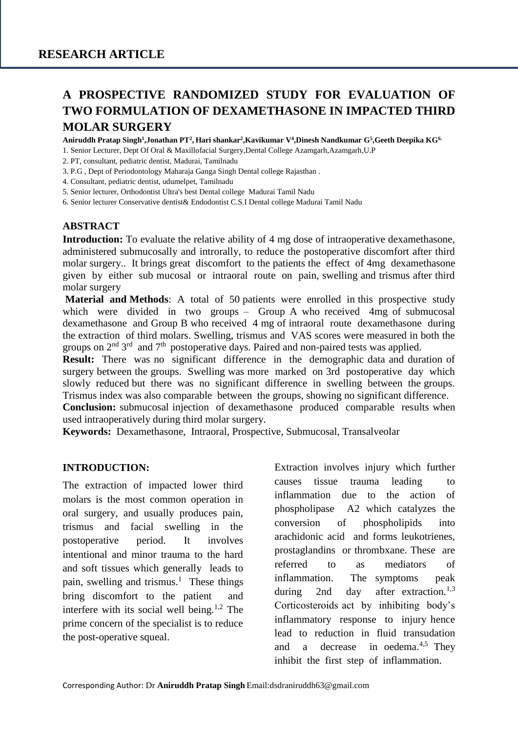## RESEARCH ARTICLE

# A PROSPECTIVE RANDOMIZED STUDY FOR EVALUATION OF TWO FORMULATION OF DEXAMETHASONE IN IMPACTED THIRD MOLAR SURGERY

**Aniruddh Pratap Singh[1],Jonathan PT[2], Hari shankar[2],Kavikumar V[4],Dinesh Nandkumar G[5],Geeth Deepika KG[6.]**

1. Senior Lecturer, Dept Of Oral & Maxillofacial Surgery,Dental College Azamgarh,Azamgarh,U.P
2. PT, consultant, pediatric dentist, Madurai, Tamilnadu
3. P.G , Dept of Periodontology Maharaja Ganga Singh Dental college Rajasthan .
4. Consultant, pediatric dentist, udumelpet, Tamilnadu
5. Senior lecturer, Orthodontist Ultra's best Dental college Madurai Tamil Nadu
6. Senior lecturer Conservative dentist& Endodontist C.S.I Dental college Madurai Tamil Nadu

## ABSTRACT

**Introduction:** To evaluate the relative ability of 4 mg dose of intraoperative dexamethasone, administered submucosally and introrally, to reduce the postoperative discomfort after third molar surgery.. It brings great discomfort to the patients the effect of 4mg dexamethasone given by either sub mucosal or intraoral route on pain, swelling and trismus after third molar surgery

**Material and Methods**: A total of 50 patients were enrolled in this prospective study which were divided in two groups – Group A who received 4mg of submucosal dexamethasone and Group B who received 4 mg of intraoral route dexamethasone during the extraction of third molars. Swelling, trismus and VAS scores were measured in both the groups on 2nd 3rd and 7th postoperative days. Paired and non-paired tests was applied.

**Result:** There was no significant difference in the demographic data and duration of surgery between the groups. Swelling was more marked on 3rd postoperative day which slowly reduced but there was no significant difference in swelling between the groups. Trismus index was also comparable between the groups, showing no significant difference.

**Conclusion:** submucosal injection of dexamethasone produced comparable results when used intraoperatively during third molar surgery.

**Keywords:** Dexamethasone, Intraoral, Prospective, Submucosal, Transalveolar

## INTRODUCTION:

The extraction of impacted lower third molars is the most common operation in oral surgery, and usually produces pain, trismus and facial swelling in the postoperative period. It involves intentional and minor trauma to the hard and soft tissues which generally leads to pain, swelling and trismus.[1] These things bring discomfort to the patient and interfere with its social well being.[1,2] The prime concern of the specialist is to reduce the post-operative squeal.

Extraction involves injury which further causes tissue trauma leading to inflammation due to the action of phospholipase A2 which catalyzes the conversion of phospholipids into arachidonic acid and forms leukotrienes, prostaglandins or thrombxane. These are referred to as mediators of inflammation. The symptoms peak during 2nd day after extraction.[1,3] Corticosteroids act by inhibiting body's inflammatory response to injury hence lead to reduction in fluid transudation and a decrease in oedema.[4,5] They inhibit the first step of inflammation.

Corresponding Author: Dr **Aniruddh Pratap Singh** Email:dsdraniruddh63@gmail.com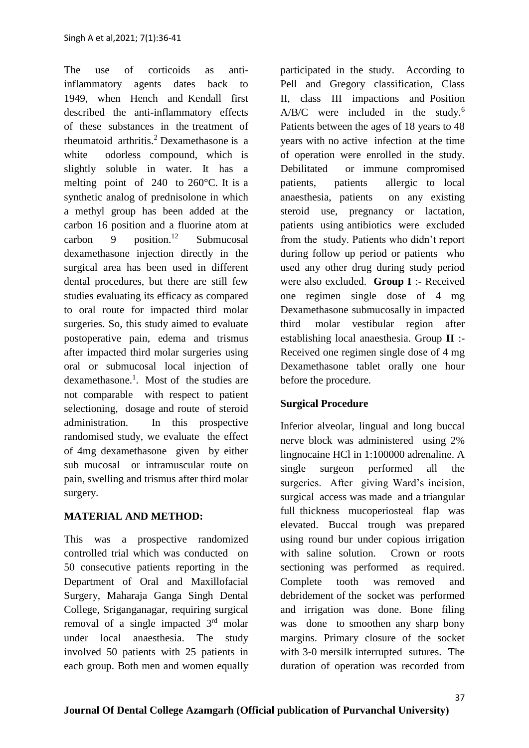The use of corticoids as anti-inflammatory agents dates back to 1949, when Hench and Kendall first described the anti-inflammatory effects of these substances in the treatment of rheumatoid arthritis.[2] Dexamethasone is a white odorless compound, which is slightly soluble in water. It has a melting point of 240 to 260°C. It is a synthetic analog of prednisolone in which a methyl group has been added at the carbon 16 position and a fluorine atom at carbon 9 position.[12] Submucosal dexamethasone injection directly in the surgical area has been used in different dental procedures, but there are still few studies evaluating its efficacy as compared to oral route for impacted third molar surgeries. So, this study aimed to evaluate postoperative pain, edema and trismus after impacted third molar surgeries using oral or submucosal local injection of dexamethasone.[1]. Most of the studies are not comparable with respect to patient selectioning, dosage and route of steroid administration. In this prospective randomised study, we evaluate the effect of 4mg dexamethasone given by either sub mucosal or intramuscular route on pain, swelling and trismus after third molar surgery.

## MATERIAL AND METHOD:

This was a prospective randomized controlled trial which was conducted on 50 consecutive patients reporting in the Department of Oral and Maxillofacial Surgery, Maharaja Ganga Singh Dental College, Sriganganagar, requiring surgical removal of a single impacted 3rd molar under local anaesthesia. The study involved 50 patients with 25 patients in each group. Both men and women equally participated in the study. According to Pell and Gregory classification, Class II, class III impactions and Position A/B/C were included in the study.[6] Patients between the ages of 18 years to 48 years with no active infection at the time of operation were enrolled in the study. Debilitated or immune compromised patients, patients allergic to local anaesthesia, patients on any existing steroid use, pregnancy or lactation, patients using antibiotics were excluded from the study. Patients who didn't report during follow up period or patients who used any other drug during study period were also excluded. **Group I** :- Received one regimen single dose of 4 mg Dexamethasone submucosally in impacted third molar vestibular region after establishing local anaesthesia. Group **II** :- Received one regimen single dose of 4 mg Dexamethasone tablet orally one hour before the procedure.

### Surgical Procedure

Inferior alveolar, lingual and long buccal nerve block was administered using 2% lignocaine HCl in 1:100000 adrenaline. A single surgeon performed all the surgeries. After giving Ward's incision, surgical access was made and a triangular full thickness mucoperiosteal flap was elevated. Buccal trough was prepared using round bur under copious irrigation with saline solution. Crown or roots sectioning was performed as required. Complete tooth was removed and debridement of the socket was performed and irrigation was done. Bone filing was done to smoothen any sharp bony margins. Primary closure of the socket with 3-0 mersilk interrupted sutures. The duration of operation was recorded from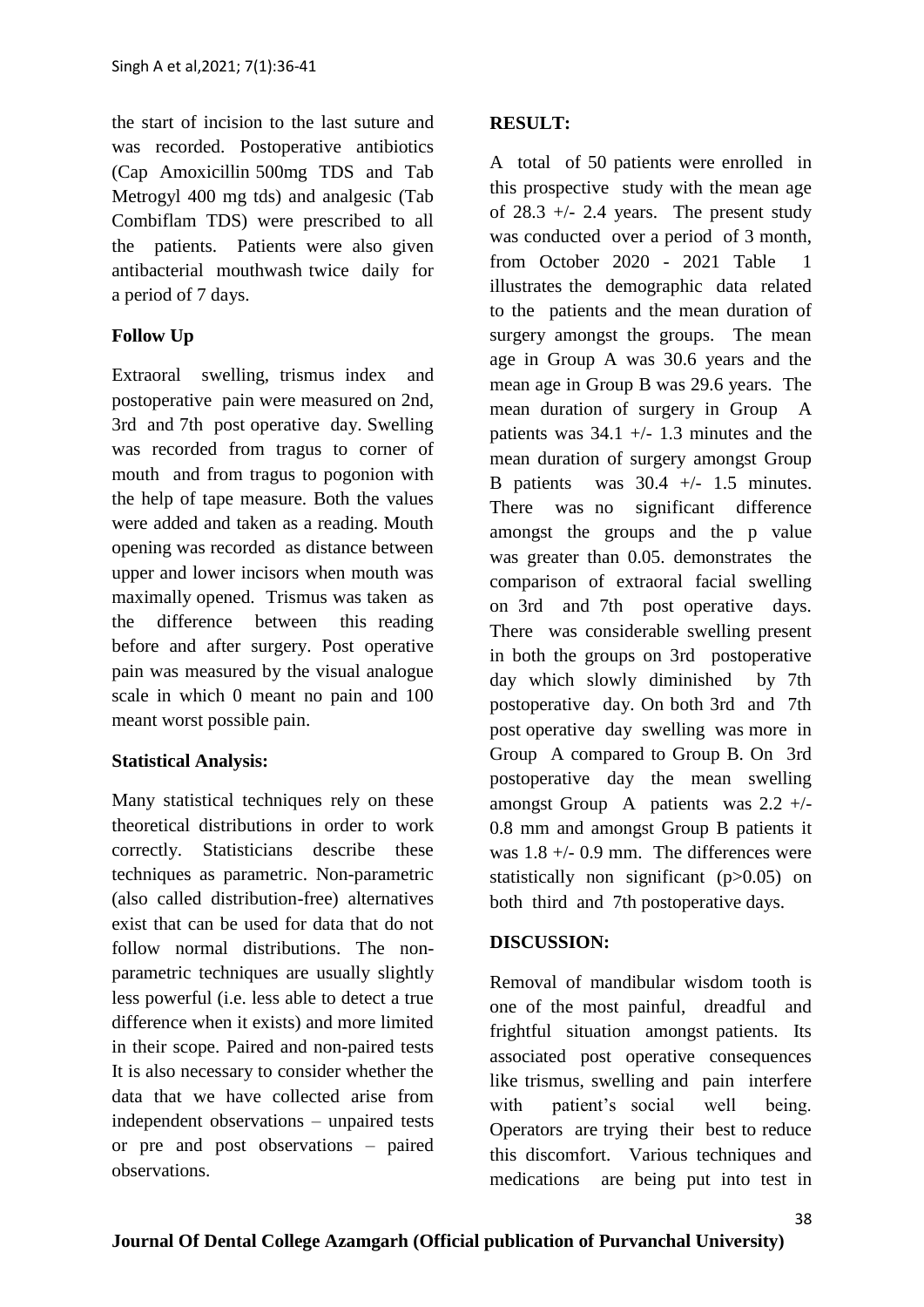the start of incision to the last suture and was recorded. Postoperative antibiotics (Cap Amoxicillin 500mg TDS and Tab Metrogyl 400 mg tds) and analgesic (Tab Combiflam TDS) were prescribed to all the patients. Patients were also given antibacterial mouthwash twice daily for a period of 7 days.

**Follow Up**

Extraoral swelling, trismus index and postoperative pain were measured on 2nd, 3rd and 7th post operative day. Swelling was recorded from tragus to corner of mouth and from tragus to pogonion with the help of tape measure. Both the values were added and taken as a reading. Mouth opening was recorded as distance between upper and lower incisors when mouth was maximally opened. Trismus was taken as the difference between this reading before and after surgery. Post operative pain was measured by the visual analogue scale in which 0 meant no pain and 100 meant worst possible pain.

**Statistical Analysis:**

Many statistical techniques rely on these theoretical distributions in order to work correctly. Statisticians describe these techniques as parametric. Non-parametric (also called distribution-free) alternatives exist that can be used for data that do not follow normal distributions. The non-parametric techniques are usually slightly less powerful (i.e. less able to detect a true difference when it exists) and more limited in their scope. Paired and non-paired tests It is also necessary to consider whether the data that we have collected arise from independent observations – unpaired tests or pre and post observations – paired observations.

**RESULT:**

A total of 50 patients were enrolled in this prospective study with the mean age of 28.3 +/- 2.4 years. The present study was conducted over a period of 3 month, from October 2020 - 2021 Table 1 illustrates the demographic data related to the patients and the mean duration of surgery amongst the groups. The mean age in Group A was 30.6 years and the mean age in Group B was 29.6 years. The mean duration of surgery in Group A patients was 34.1 +/- 1.3 minutes and the mean duration of surgery amongst Group B patients was 30.4 +/- 1.5 minutes. There was no significant difference amongst the groups and the p value was greater than 0.05. demonstrates the comparison of extraoral facial swelling on 3rd and 7th post operative days. There was considerable swelling present in both the groups on 3rd postoperative day which slowly diminished by 7th postoperative day. On both 3rd and 7th post operative day swelling was more in Group A compared to Group B. On 3rd postoperative day the mean swelling amongst Group A patients was 2.2 +/- 0.8 mm and amongst Group B patients it was 1.8 +/- 0.9 mm. The differences were statistically non significant ($p>0.05$) on both third and 7th postoperative days.

**DISCUSSION:**

Removal of mandibular wisdom tooth is one of the most painful, dreadful and frightful situation amongst patients. Its associated post operative consequences like trismus, swelling and pain interfere with patient's social well being. Operators are trying their best to reduce this discomfort. Various techniques and medications are being put into test in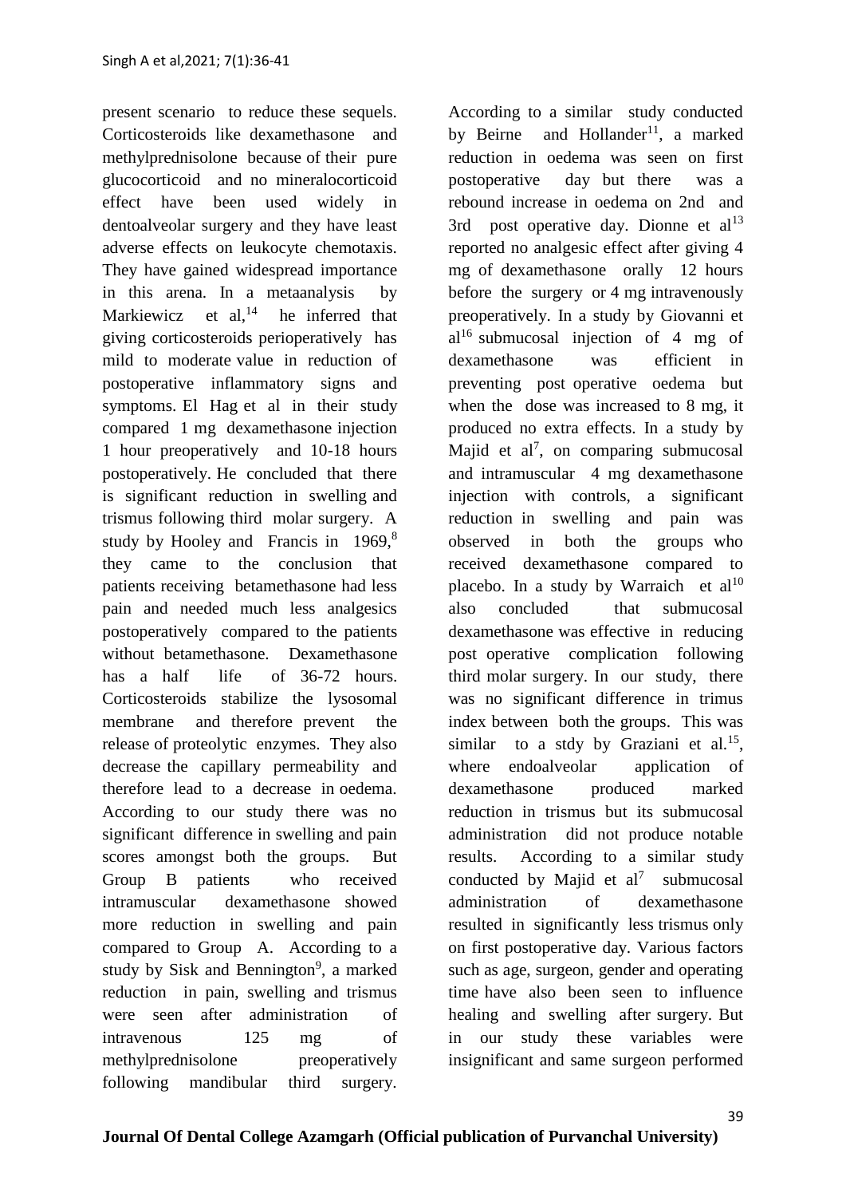present scenario to reduce these sequels. Corticosteroids like dexamethasone and methylprednisolone because of their pure glucocorticoid and no mineralocorticoid effect have been used widely in dentoalveolar surgery and they have least adverse effects on leukocyte chemotaxis. They have gained widespread importance in this arena. In a metaanalysis by Markiewicz et al,[14] he inferred that giving corticosteroids perioperatively has mild to moderate value in reduction of postoperative inflammatory signs and symptoms. El Hag et al in their study compared 1 mg dexamethasone injection 1 hour preoperatively and 10-18 hours postoperatively. He concluded that there is significant reduction in swelling and trismus following third molar surgery. A study by Hooley and Francis in 1969,[8] they came to the conclusion that patients receiving betamethasone had less pain and needed much less analgesics postoperatively compared to the patients without betamethasone. Dexamethasone has a half life of 36-72 hours. Corticosteroids stabilize the lysosomal membrane and therefore prevent the release of proteolytic enzymes. They also decrease the capillary permeability and therefore lead to a decrease in oedema. According to our study there was no significant difference in swelling and pain scores amongst both the groups. But Group B patients who received intramuscular dexamethasone showed more reduction in swelling and pain compared to Group A. According to a study by Sisk and Bennington[9], a marked reduction in pain, swelling and trismus were seen after administration of intravenous 125 mg of methylprednisolone preoperatively following mandibular third surgery. According to a similar study conducted by Beirne and Hollander[11], a marked reduction in oedema was seen on first postoperative day but there was a rebound increase in oedema on 2nd and 3rd post operative day. Dionne et al[13] reported no analgesic effect after giving 4 mg of dexamethasone orally 12 hours before the surgery or 4 mg intravenously preoperatively. In a study by Giovanni et al[16] submucosal injection of 4 mg of dexamethasone was efficient in preventing post operative oedema but when the dose was increased to 8 mg, it produced no extra effects. In a study by Majid et al[7], on comparing submucosal and intramuscular 4 mg dexamethasone injection with controls, a significant reduction in swelling and pain was observed in both the groups who received dexamethasone compared to placebo. In a study by Warraich et al[10] also concluded that submucosal dexamethasone was effective in reducing post operative complication following third molar surgery. In our study, there was no significant difference in trimus index between both the groups. This was similar to a stdy by Graziani et al.[15], where endoalveolar application of dexamethasone produced marked reduction in trismus but its submucosal administration did not produce notable results. According to a similar study conducted by Majid et al[7] submucosal administration of dexamethasone resulted in significantly less trismus only on first postoperative day. Various factors such as age, surgeon, gender and operating time have also been seen to influence healing and swelling after surgery. But in our study these variables were insignificant and same surgeon performed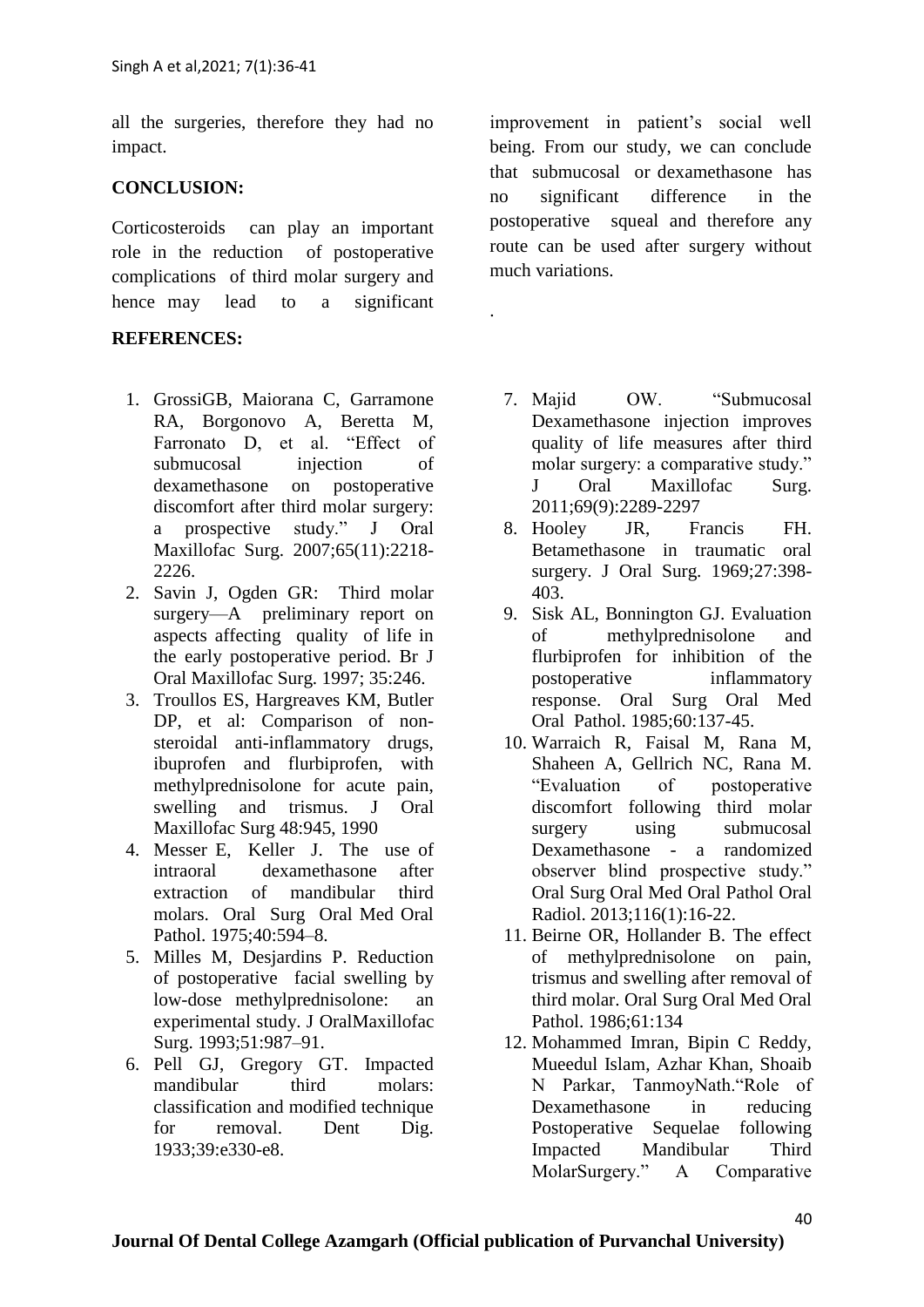all the surgeries, therefore they had no impact.

**CONCLUSION:**

Corticosteroids can play an important role in the reduction of postoperative complications of third molar surgery and hence may lead to a significant improvement in patient's social well being. From our study, we can conclude that submucosal or dexamethasone has no significant difference in the postoperative squeal and therefore any route can be used after surgery without much variations.

.

**REFERENCES:**

1. GrossiGB, Maiorana C, Garramone RA, Borgonovo A, Beretta M, Farronato D, et al. "Effect of submucosal injection of dexamethasone on postoperative discomfort after third molar surgery: a prospective study." J Oral Maxillofac Surg. 2007;65(11):2218-2226.
2. Savin J, Ogden GR: Third molar surgery—A preliminary report on aspects affecting quality of life in the early postoperative period. Br J Oral Maxillofac Surg. 1997; 35:246.
3. Troullos ES, Hargreaves KM, Butler DP, et al: Comparison of non-steroidal anti-inflammatory drugs, ibuprofen and flurbiprofen, with methylprednisolone for acute pain, swelling and trismus. J Oral Maxillofac Surg 48:945, 1990
4. Messer E, Keller J. The use of intraoral dexamethasone after extraction of mandibular third molars. Oral Surg Oral Med Oral Pathol. 1975;40:594–8.
5. Milles M, Desjardins P. Reduction of postoperative facial swelling by low-dose methylprednisolone: an experimental study. J OralMaxillofac Surg. 1993;51:987–91.
6. Pell GJ, Gregory GT. Impacted mandibular third molars: classification and modified technique for removal. Dent Dig. 1933;39:e330-e8.
7. Majid OW. "Submucosal Dexamethasone injection improves quality of life measures after third molar surgery: a comparative study." J Oral Maxillofac Surg. 2011;69(9):2289-2297
8. Hooley JR, Francis FH. Betamethasone in traumatic oral surgery. J Oral Surg. 1969;27:398-403.
9. Sisk AL, Bonnington GJ. Evaluation of methylprednisolone and flurbiprofen for inhibition of the postoperative inflammatory response. Oral Surg Oral Med Oral Pathol. 1985;60:137-45.
10. Warraich R, Faisal M, Rana M, Shaheen A, Gellrich NC, Rana M. "Evaluation of postoperative discomfort following third molar surgery using submucosal Dexamethasone - a randomized observer blind prospective study." Oral Surg Oral Med Oral Pathol Oral Radiol. 2013;116(1):16-22.
11. Beirne OR, Hollander B. The effect of methylprednisolone on pain, trismus and swelling after removal of third molar. Oral Surg Oral Med Oral Pathol. 1986;61:134
12. Mohammed Imran, Bipin C Reddy, Mueedul Islam, Azhar Khan, Shoaib N Parkar, TanmoyNath."Role of Dexamethasone in reducing Postoperative Sequelae following Impacted Mandibular Third MolarSurgery." A Comparative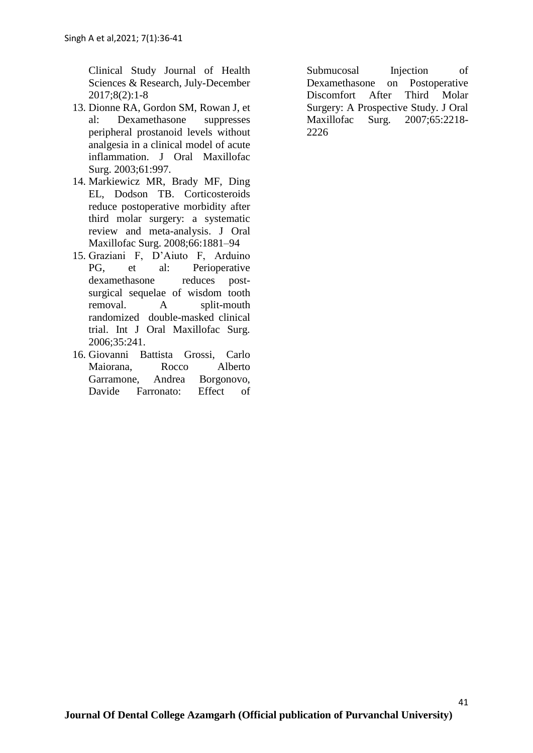Clinical Study Journal of Health Sciences & Research, July-December 2017;8(2):1-8

13. Dionne RA, Gordon SM, Rowan J, et al: Dexamethasone suppresses peripheral prostanoid levels without analgesia in a clinical model of acute inflammation. J Oral Maxillofac Surg. 2003;61:997.
14. Markiewicz MR, Brady MF, Ding EL, Dodson TB. Corticosteroids reduce postoperative morbidity after third molar surgery: a systematic review and meta-analysis. J Oral Maxillofac Surg. 2008;66:1881–94
15. Graziani F, D'Aiuto F, Arduino PG, et al: Perioperative dexamethasone reduces post-surgical sequelae of wisdom tooth removal. A split-mouth randomized double-masked clinical trial. Int J Oral Maxillofac Surg. 2006;35:241.
16. Giovanni Battista Grossi, Carlo Maiorana, Rocco Alberto Garramone, Andrea Borgonovo, Davide Farronato: Effect of Submucosal Injection of Dexamethasone on Postoperative Discomfort After Third Molar Surgery: A Prospective Study. J Oral Maxillofac Surg. 2007;65:2218-2226